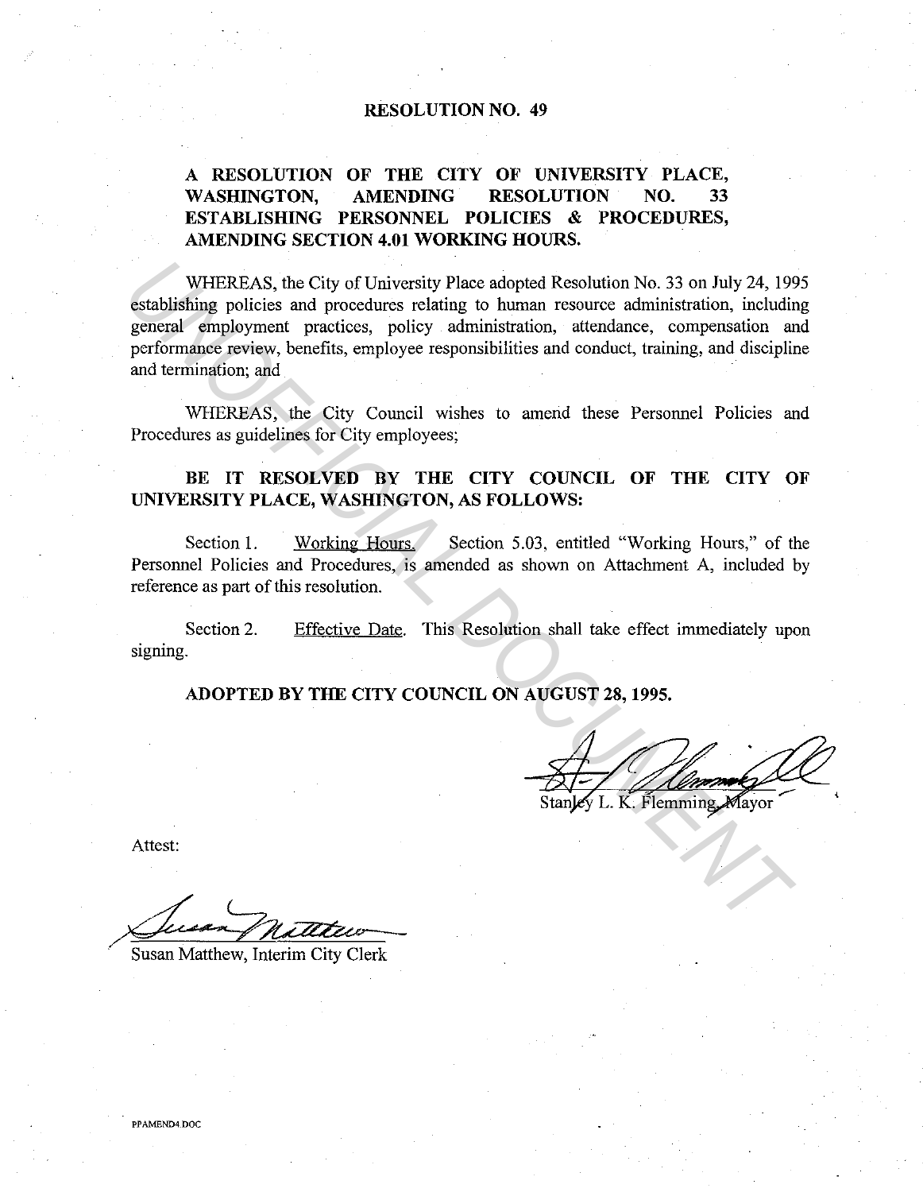# RESOLUTION NO. 49

## A RESOLUTION OF THE CITY OF UNIVERSITY PLACE, WASHINGTON, AMENDING RESOLUTION NO. 33 ESTABLISHING PERSONNEL POLICIES & PROCEDURES, AMENDING SECTION 4.01 WORKING HOURS.

WHEREAS, the City of University Place adopted Resolution No. 33 on July 24, 1995 establishing policies and procedures relating to human resource administration, including general employment practices, policy administration, attendance, compensation and performance review, benefits, employee responsibilities and conduct, training, and discipline and termination; and

WHEREAS, the City Council wishes to amend these Personnel Policies and Procedures as guidelines for City employees;

**BE IT RESOLVED BY THE CITY COUNCIL OF THE CITY OF UNIVERSITY PLACE, WASHINGTON, AS FOLLOWS:**

Section 1. Working Hours. Section 5.03, entitled "Working Hours," of the Personnel Policies and Procedures, is amended as shown on Attachment A, included by reference as part of this resolution.

Section 2. Effective Date. This Resolution shall take effect immediately upon signing.

**ADOPTED BY THE CITY COUNCIL ON AUGUST 28, 1995.**

Stanley L. K. Flemming, Mayor

Attest:

Susan Matthew, Interim City Clerk

PPAMEND4.DOC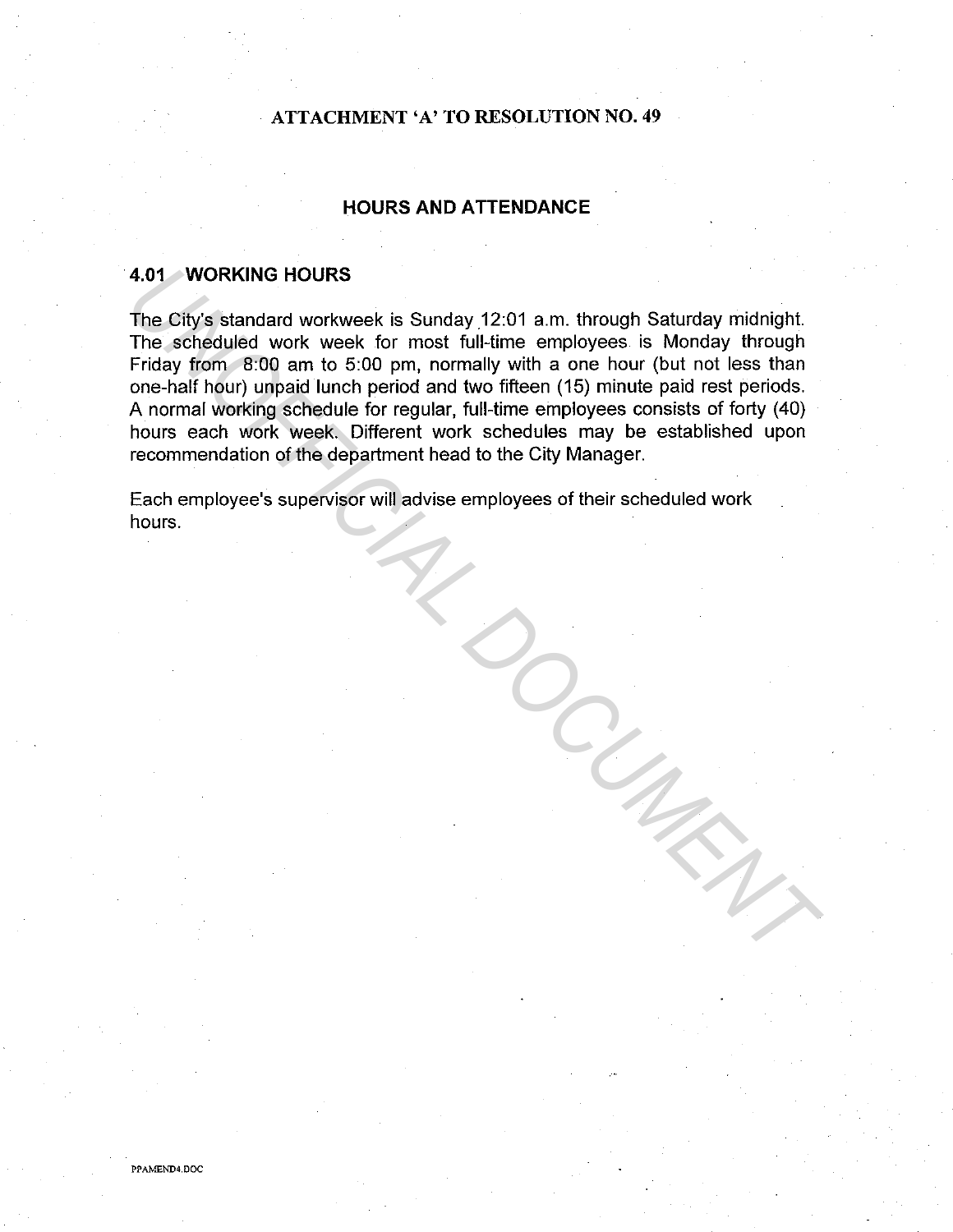ATTACHMENT 'A' TO RESOLUTION NO. 49

## HOURS AND ATTENDANCE

### 4.01 WORKING HOURS

The City's standard workweek is Sunday 12:01 a.m. through Saturday midnight. The scheduled work week for most full-time employees is Monday through Friday from 8:00 am to 5:00 pm, normally with a one hour (but not less than one-half hour) unpaid lunch period and two fifteen (15) minute paid rest periods. A normal working schedule for regular, full-time employees consists of forty (40) hours each work week. Different work schedules may be established upon recommendation of the department head to the City Manager.

Each employee's supervisor will advise employees of their scheduled work hours.

PPAMEND4.DOC